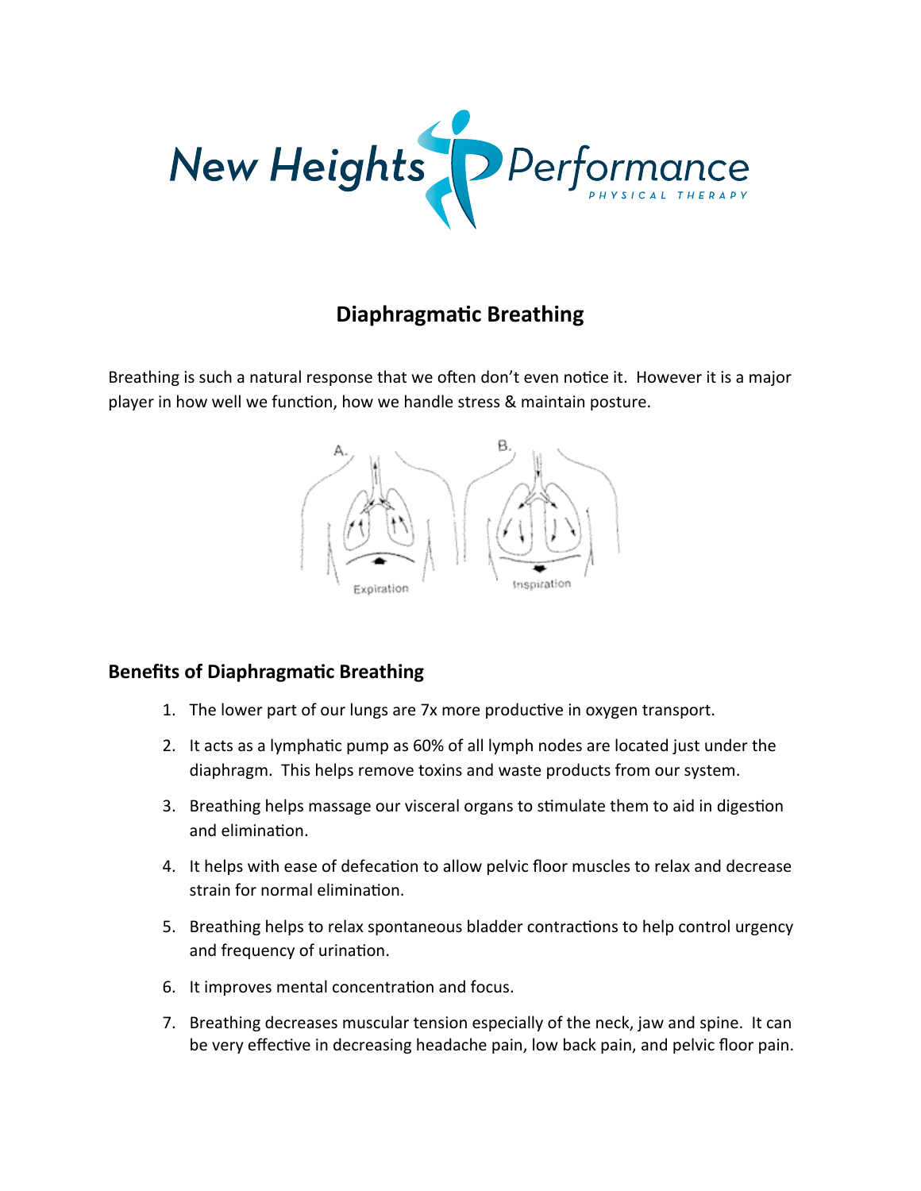# Diaphragmatic Breathing

Breathing is such a natural response that we often don't even notice it. However it is a major player in how well we function, how we handle stress & maintain posture.

A. Expiration B. Inspiration

## Benefits of Diaphragmatic Breathing

1. The lower part of our lungs are 7x more productive in oxygen transport.
2. It acts as a lymphatic pump as 60% of all lymph nodes are located just under the diaphragm. This helps remove toxins and waste products from our system.
3. Breathing helps massage our visceral organs to stimulate them to aid in digestion and elimination.
4. It helps with ease of defecation to allow pelvic floor muscles to relax and decrease strain for normal elimination.
5. Breathing helps to relax spontaneous bladder contractions to help control urgency and frequency of urination.
6. It improves mental concentration and focus.
7. Breathing decreases muscular tension especially of the neck, jaw and spine. It can be very effective in decreasing headache pain, low back pain, and pelvic floor pain.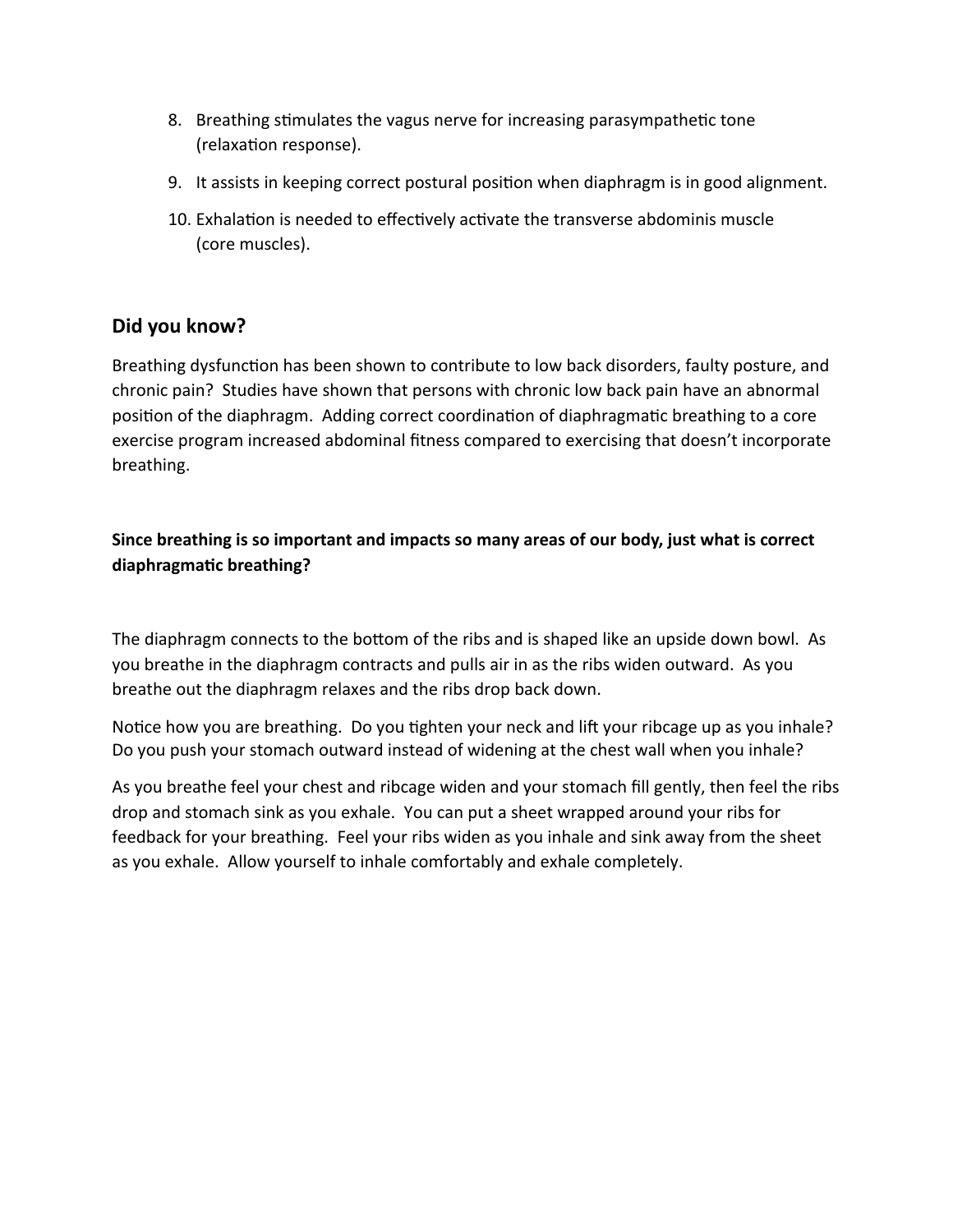8. Breathing stimulates the vagus nerve for increasing parasympathetic tone (relaxation response).
9. It assists in keeping correct postural position when diaphragm is in good alignment.
10. Exhalation is needed to effectively activate the transverse abdominis muscle (core muscles).

## Did you know?

Breathing dysfunction has been shown to contribute to low back disorders, faulty posture, and chronic pain? Studies have shown that persons with chronic low back pain have an abnormal position of the diaphragm. Adding correct coordination of diaphragmatic breathing to a core exercise program increased abdominal fitness compared to exercising that doesn't incorporate breathing.

**Since breathing is so important and impacts so many areas of our body, just what is correct diaphragmatic breathing?**

The diaphragm connects to the bottom of the ribs and is shaped like an upside down bowl. As you breathe in the diaphragm contracts and pulls air in as the ribs widen outward. As you breathe out the diaphragm relaxes and the ribs drop back down.

Notice how you are breathing. Do you tighten your neck and lift your ribcage up as you inhale? Do you push your stomach outward instead of widening at the chest wall when you inhale?

As you breathe feel your chest and ribcage widen and your stomach fill gently, then feel the ribs drop and stomach sink as you exhale. You can put a sheet wrapped around your ribs for feedback for your breathing. Feel your ribs widen as you inhale and sink away from the sheet as you exhale. Allow yourself to inhale comfortably and exhale completely.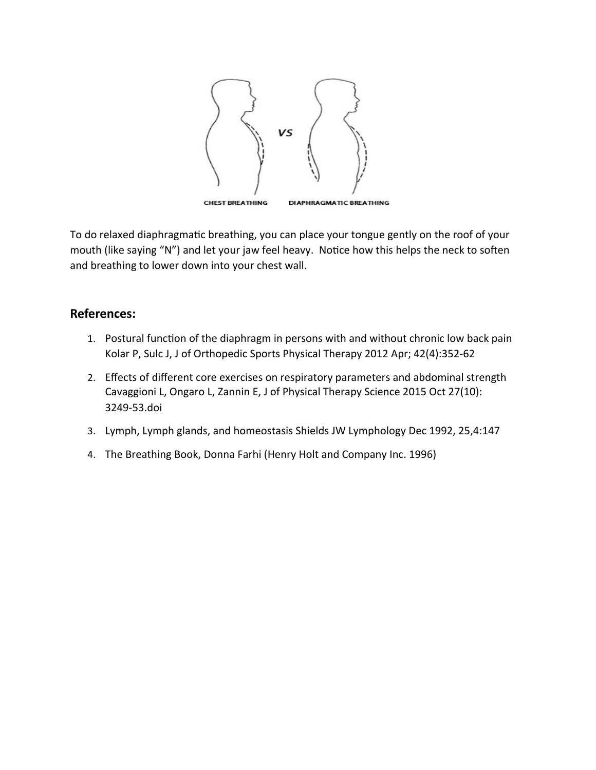CHEST BREATHING

vs

DIAPHRAGMATIC BREATHING

To do relaxed diaphragmatic breathing, you can place your tongue gently on the roof of your mouth (like saying "N") and let your jaw feel heavy. Notice how this helps the neck to soften and breathing to lower down into your chest wall.

## References:

1. Postural function of the diaphragm in persons with and without chronic low back pain Kolar P, Sulc J, J of Orthopedic Sports Physical Therapy 2012 Apr; 42(4):352-62
2. Effects of different core exercises on respiratory parameters and abdominal strength Cavaggioni L, Ongaro L, Zannin E, J of Physical Therapy Science 2015 Oct 27(10): 3249-53.doi
3. Lymph, Lymph glands, and homeostasis Shields JW Lymphology Dec 1992, 25,4:147
4. The Breathing Book, Donna Farhi (Henry Holt and Company Inc. 1996)